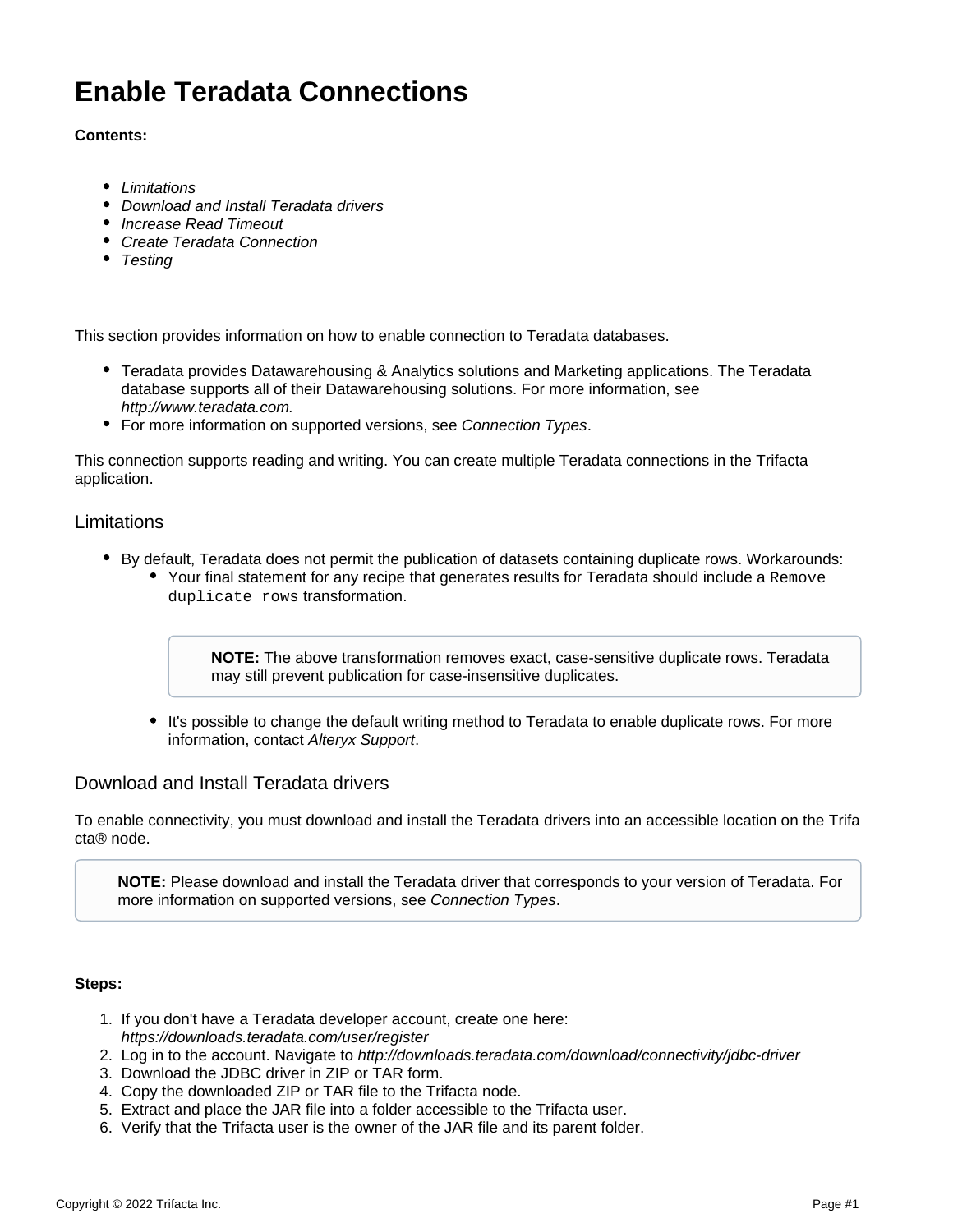# Enable Teradata Connections

**Contents:**

- *Limitations*
- *Download and Install Teradata drivers*
- *Increase Read Timeout*
- *Create Teradata Connection*
- *Testing*

---

This section provides information on how to enable connection to Teradata databases.

- Teradata provides Datawarehousing & Analytics solutions and Marketing applications. The Teradata database supports all of their Datawarehousing solutions. For more information, see *http://www.teradata.com.*
- For more information on supported versions, see *Connection Types*.

This connection supports reading and writing. You can create multiple Teradata connections in the Trifacta application.

## Limitations

- By default, Teradata does not permit the publication of datasets containing duplicate rows. Workarounds:
  - Your final statement for any recipe that generates results for Teradata should include a `Remove duplicate rows` transformation.

    > **NOTE:** The above transformation removes exact, case-sensitive duplicate rows. Teradata may still prevent publication for case-insensitive duplicates.

  - It's possible to change the default writing method to Teradata to enable duplicate rows. For more information, contact *Alteryx Support*.

## Download and Install Teradata drivers

To enable connectivity, you must download and install the Teradata drivers into an accessible location on the Trifacta® node.

> **NOTE:** Please download and install the Teradata driver that corresponds to your version of Teradata. For more information on supported versions, see *Connection Types*.

**Steps:**

1. If you don't have a Teradata developer account, create one here: *https://downloads.teradata.com/user/register*
2. Log in to the account. Navigate to *http://downloads.teradata.com/download/connectivity/jdbc-driver*
3. Download the JDBC driver in ZIP or TAR form.
4. Copy the downloaded ZIP or TAR file to the Trifacta node.
5. Extract and place the JAR file into a folder accessible to the Trifacta user.
6. Verify that the Trifacta user is the owner of the JAR file and its parent folder.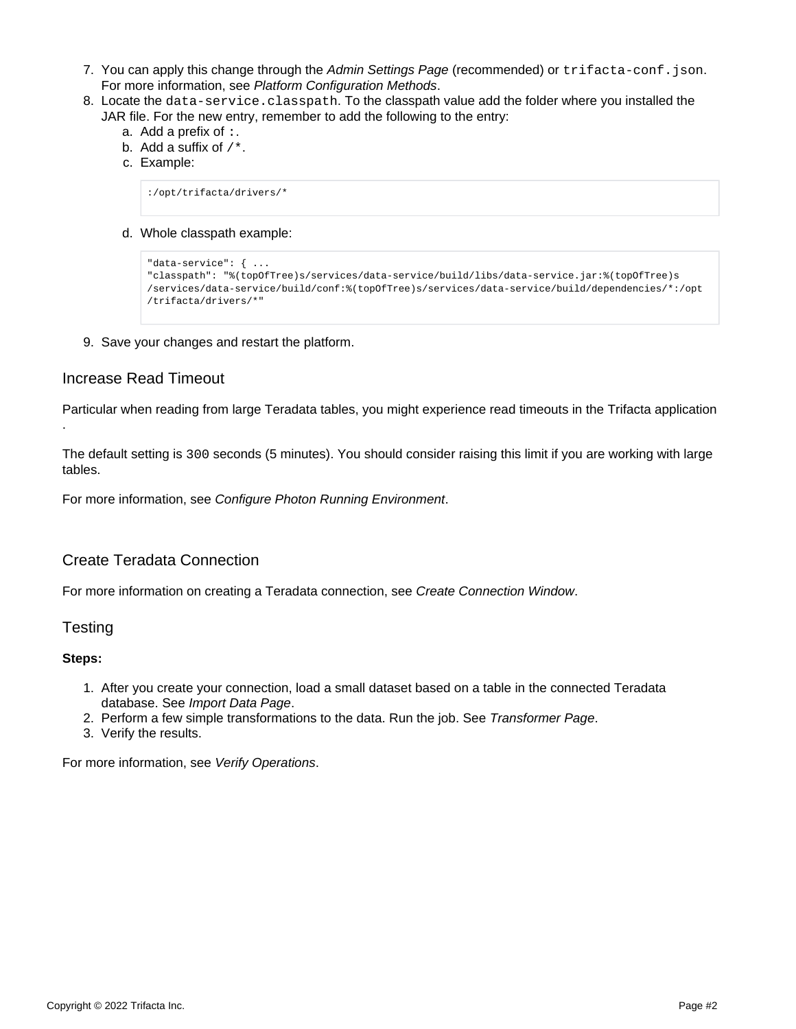7. You can apply this change through the *Admin Settings Page* (recommended) or `trifacta-conf.json`. For more information, see *Platform Configuration Methods*.
8. Locate the `data-service.classpath`. To the classpath value add the folder where you installed the JAR file. For the new entry, remember to add the following to the entry:
   a. Add a prefix of `:`.
   b. Add a suffix of `/*`.
   c. Example:

      ```
      :/opt/trifacta/drivers/*
      ```

   d. Whole classpath example:

      ```
      "data-service": { ...
      "classpath": "%(topOfTree)s/services/data-service/build/libs/data-service.jar:%(topOfTree)s
      /services/data-service/build/conf:%(topOfTree)s/services/data-service/build/dependencies/*:/opt
      /trifacta/drivers/*"
      ```

9. Save your changes and restart the platform.

## Increase Read Timeout

Particular when reading from large Teradata tables, you might experience read timeouts in the Trifacta application .

The default setting is `300` seconds (5 minutes). You should consider raising this limit if you are working with large tables.

For more information, see *Configure Photon Running Environment*.

## Create Teradata Connection

For more information on creating a Teradata connection, see *Create Connection Window*.

## Testing

**Steps:**

1. After you create your connection, load a small dataset based on a table in the connected Teradata database. See *Import Data Page*.
2. Perform a few simple transformations to the data. Run the job. See *Transformer Page*.
3. Verify the results.

For more information, see *Verify Operations*.